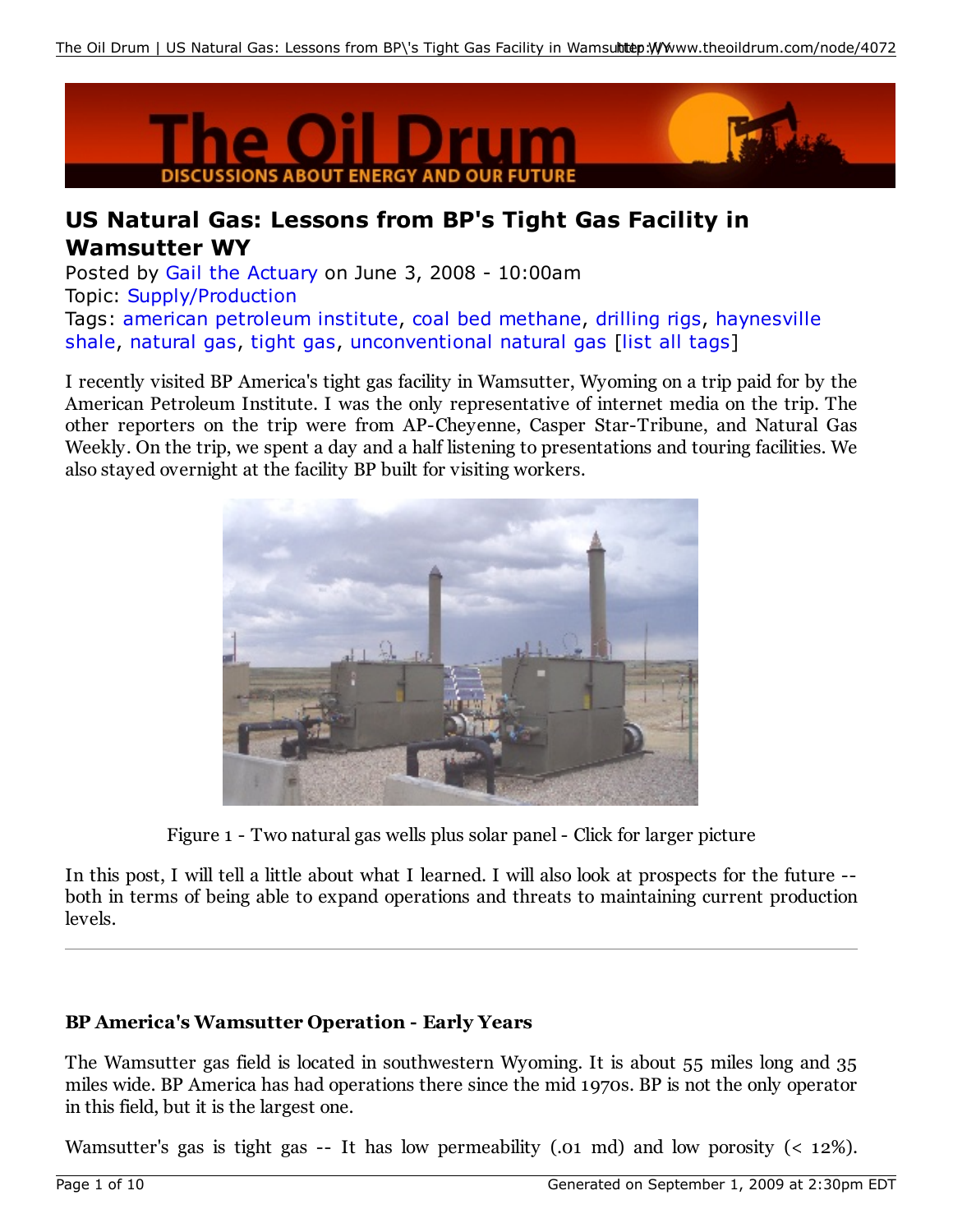# US Natural Gas: Lessons from BP's Tight Gas Facility in Wamsutter WY

Posted by Gail the Actuary on June 3, 2008 - 10:00am

Topic: Supply/Production

Tags: american petroleum institute, coal bed methane, drilling rigs, haynesville shale, natural gas, tight gas, unconventional natural gas [list all tags]

I recently visited BP America's tight gas facility in Wamsutter, Wyoming on a trip paid for by the American Petroleum Institute. I was the only representative of internet media on the trip. The other reporters on the trip were from AP-Cheyenne, Casper Star-Tribune, and Natural Gas Weekly. On the trip, we spent a day and a half listening to presentations and touring facilities. We also stayed overnight at the facility BP built for visiting workers.

Figure 1 - Two natural gas wells plus solar panel - Click for larger picture

In this post, I will tell a little about what I learned. I will also look at prospects for the future -- both in terms of being able to expand operations and threats to maintaining current production levels.

---

### BP America's Wamsutter Operation - Early Years

The Wamsutter gas field is located in southwestern Wyoming. It is about 55 miles long and 35 miles wide. BP America has had operations there since the mid 1970s. BP is not the only operator in this field, but it is the largest one.

Wamsutter's gas is tight gas -- It has low permeability (.01 md) and low porosity (< 12%).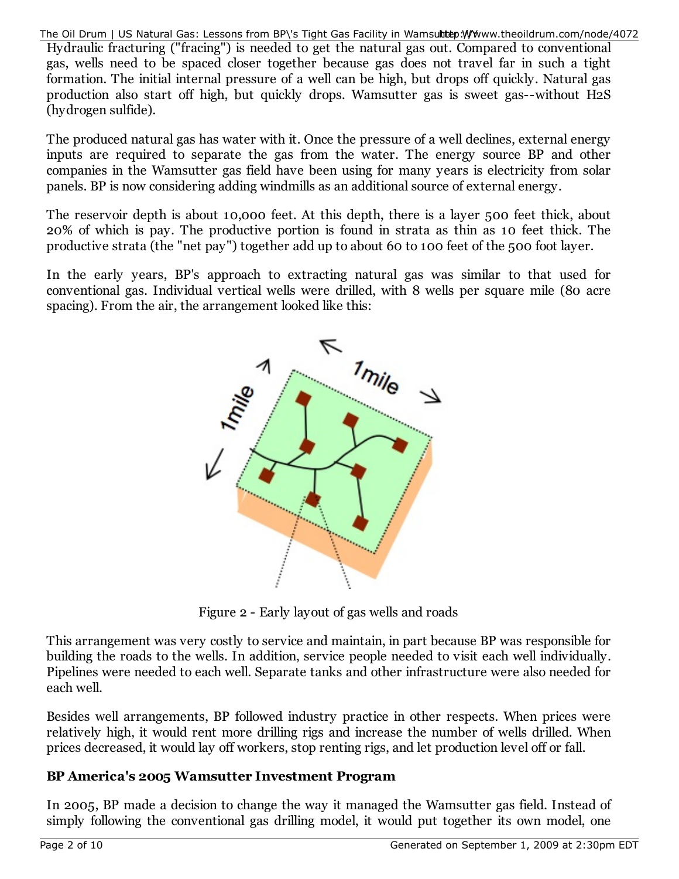Hydraulic fracturing ("fracing") is needed to get the natural gas out. Compared to conventional gas, wells need to be spaced closer together because gas does not travel far in such a tight formation. The initial internal pressure of a well can be high, but drops off quickly. Natural gas production also start off high, but quickly drops. Wamsutter gas is sweet gas--without $H_2S$ (hydrogen sulfide).

The produced natural gas has water with it. Once the pressure of a well declines, external energy inputs are required to separate the gas from the water. The energy source BP and other companies in the Wamsutter gas field have been using for many years is electricity from solar panels. BP is now considering adding windmills as an additional source of external energy.

The reservoir depth is about 10,000 feet. At this depth, there is a layer 500 feet thick, about 20% of which is pay. The productive portion is found in strata as thin as 10 feet thick. The productive strata (the "net pay") together add up to about 60 to 100 feet of the 500 foot layer.

In the early years, BP's approach to extracting natural gas was similar to that used for conventional gas. Individual vertical wells were drilled, with 8 wells per square mile (80 acre spacing). From the air, the arrangement looked like this:

1mile

1mile

Figure 2 - Early layout of gas wells and roads

This arrangement was very costly to service and maintain, in part because BP was responsible for building the roads to the wells. In addition, service people needed to visit each well individually. Pipelines were needed to each well. Separate tanks and other infrastructure were also needed for each well.

Besides well arrangements, BP followed industry practice in other respects. When prices were relatively high, it would rent more drilling rigs and increase the number of wells drilled. When prices decreased, it would lay off workers, stop renting rigs, and let production level off or fall.

**BP America's 2005 Wamsutter Investment Program**

In 2005, BP made a decision to change the way it managed the Wamsutter gas field. Instead of simply following the conventional gas drilling model, it would put together its own model, one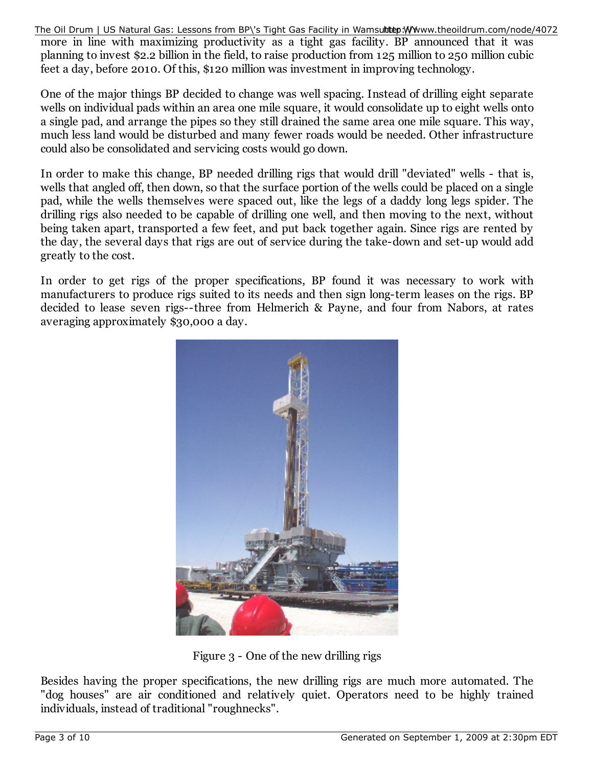more in line with maximizing productivity as a tight gas facility. BP announced that it was planning to invest $2.2 billion in the field, to raise production from 125 million to 250 million cubic feet a day, before 2010. Of this, $120 million was investment in improving technology.

One of the major things BP decided to change was well spacing. Instead of drilling eight separate wells on individual pads within an area one mile square, it would consolidate up to eight wells onto a single pad, and arrange the pipes so they still drained the same area one mile square. This way, much less land would be disturbed and many fewer roads would be needed. Other infrastructure could also be consolidated and servicing costs would go down.

In order to make this change, BP needed drilling rigs that would drill "deviated" wells - that is, wells that angled off, then down, so that the surface portion of the wells could be placed on a single pad, while the wells themselves were spaced out, like the legs of a daddy long legs spider. The drilling rigs also needed to be capable of drilling one well, and then moving to the next, without being taken apart, transported a few feet, and put back together again. Since rigs are rented by the day, the several days that rigs are out of service during the take-down and set-up would add greatly to the cost.

In order to get rigs of the proper specifications, BP found it was necessary to work with manufacturers to produce rigs suited to its needs and then sign long-term leases on the rigs. BP decided to lease seven rigs--three from Helmerich & Payne, and four from Nabors, at rates averaging approximately $30,000 a day.

Figure 3 - One of the new drilling rigs

Besides having the proper specifications, the new drilling rigs are much more automated. The "dog houses" are air conditioned and relatively quiet. Operators need to be highly trained individuals, instead of traditional "roughnecks".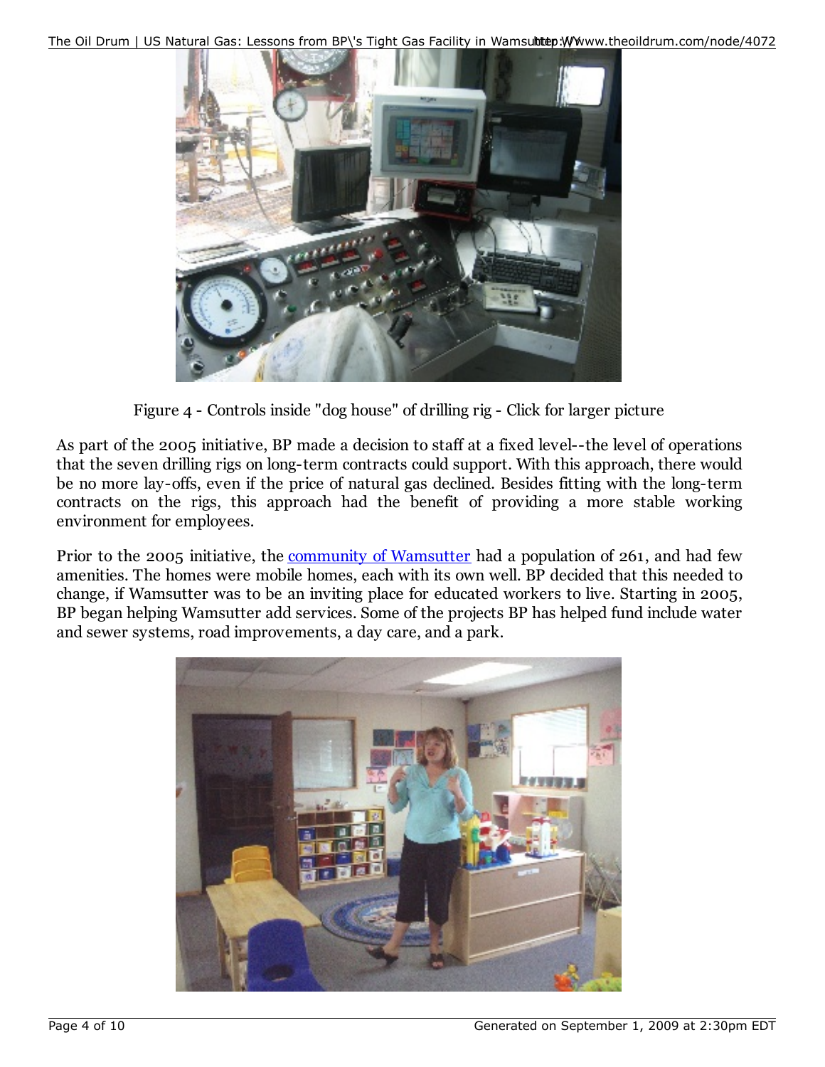Figure 4 - Controls inside "dog house" of drilling rig - Click for larger picture

As part of the 2005 initiative, BP made a decision to staff at a fixed level--the level of operations that the seven drilling rigs on long-term contracts could support. With this approach, there would be no more lay-offs, even if the price of natural gas declined. Besides fitting with the long-term contracts on the rigs, this approach had the benefit of providing a more stable working environment for employees.

Prior to the 2005 initiative, the community of Wamsutter had a population of 261, and had few amenities. The homes were mobile homes, each with its own well. BP decided that this needed to change, if Wamsutter was to be an inviting place for educated workers to live. Starting in 2005, BP began helping Wamsutter add services. Some of the projects BP has helped fund include water and sewer systems, road improvements, a day care, and a park.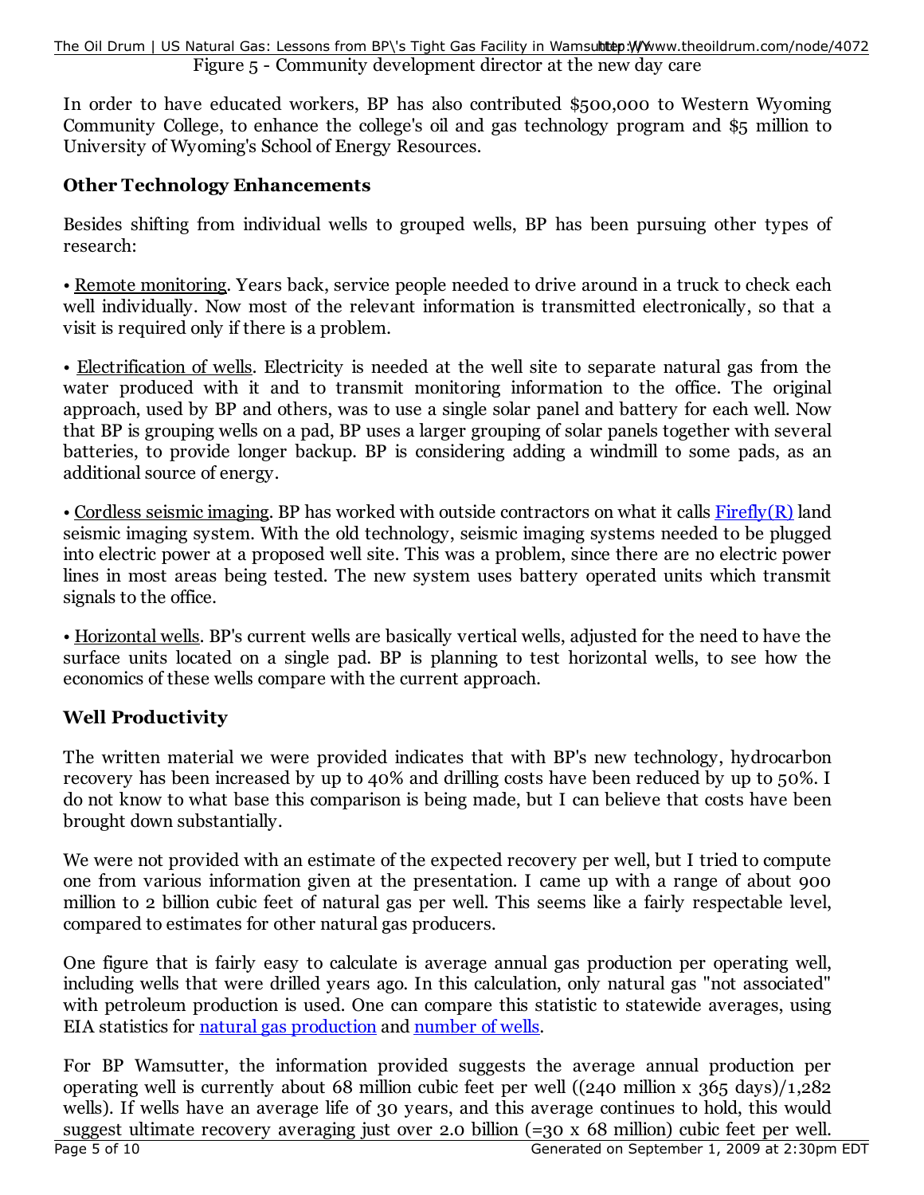Figure 5 - Community development director at the new day care

In order to have educated workers, BP has also contributed $500,000 to Western Wyoming Community College, to enhance the college's oil and gas technology program and $5 million to University of Wyoming's School of Energy Resources.

## Other Technology Enhancements

Besides shifting from individual wells to grouped wells, BP has been pursuing other types of research:

• Remote monitoring. Years back, service people needed to drive around in a truck to check each well individually. Now most of the relevant information is transmitted electronically, so that a visit is required only if there is a problem.

• Electrification of wells. Electricity is needed at the well site to separate natural gas from the water produced with it and to transmit monitoring information to the office. The original approach, used by BP and others, was to use a single solar panel and battery for each well. Now that BP is grouping wells on a pad, BP uses a larger grouping of solar panels together with several batteries, to provide longer backup. BP is considering adding a windmill to some pads, as an additional source of energy.

• Cordless seismic imaging. BP has worked with outside contractors on what it calls Firefly(R) land seismic imaging system. With the old technology, seismic imaging systems needed to be plugged into electric power at a proposed well site. This was a problem, since there are no electric power lines in most areas being tested. The new system uses battery operated units which transmit signals to the office.

• Horizontal wells. BP's current wells are basically vertical wells, adjusted for the need to have the surface units located on a single pad. BP is planning to test horizontal wells, to see how the economics of these wells compare with the current approach.

## Well Productivity

The written material we were provided indicates that with BP's new technology, hydrocarbon recovery has been increased by up to 40% and drilling costs have been reduced by up to 50%. I do not know to what base this comparison is being made, but I can believe that costs have been brought down substantially.

We were not provided with an estimate of the expected recovery per well, but I tried to compute one from various information given at the presentation. I came up with a range of about 900 million to 2 billion cubic feet of natural gas per well. This seems like a fairly respectable level, compared to estimates for other natural gas producers.

One figure that is fairly easy to calculate is average annual gas production per operating well, including wells that were drilled years ago. In this calculation, only natural gas "not associated" with petroleum production is used. One can compare this statistic to statewide averages, using EIA statistics for natural gas production and number of wells.

For BP Wamsutter, the information provided suggests the average annual production per operating well is currently about 68 million cubic feet per well ((240 million x 365 days)/1,282 wells). If wells have an average life of 30 years, and this average continues to hold, this would suggest ultimate recovery averaging just over 2.0 billion (=30 x 68 million) cubic feet per well.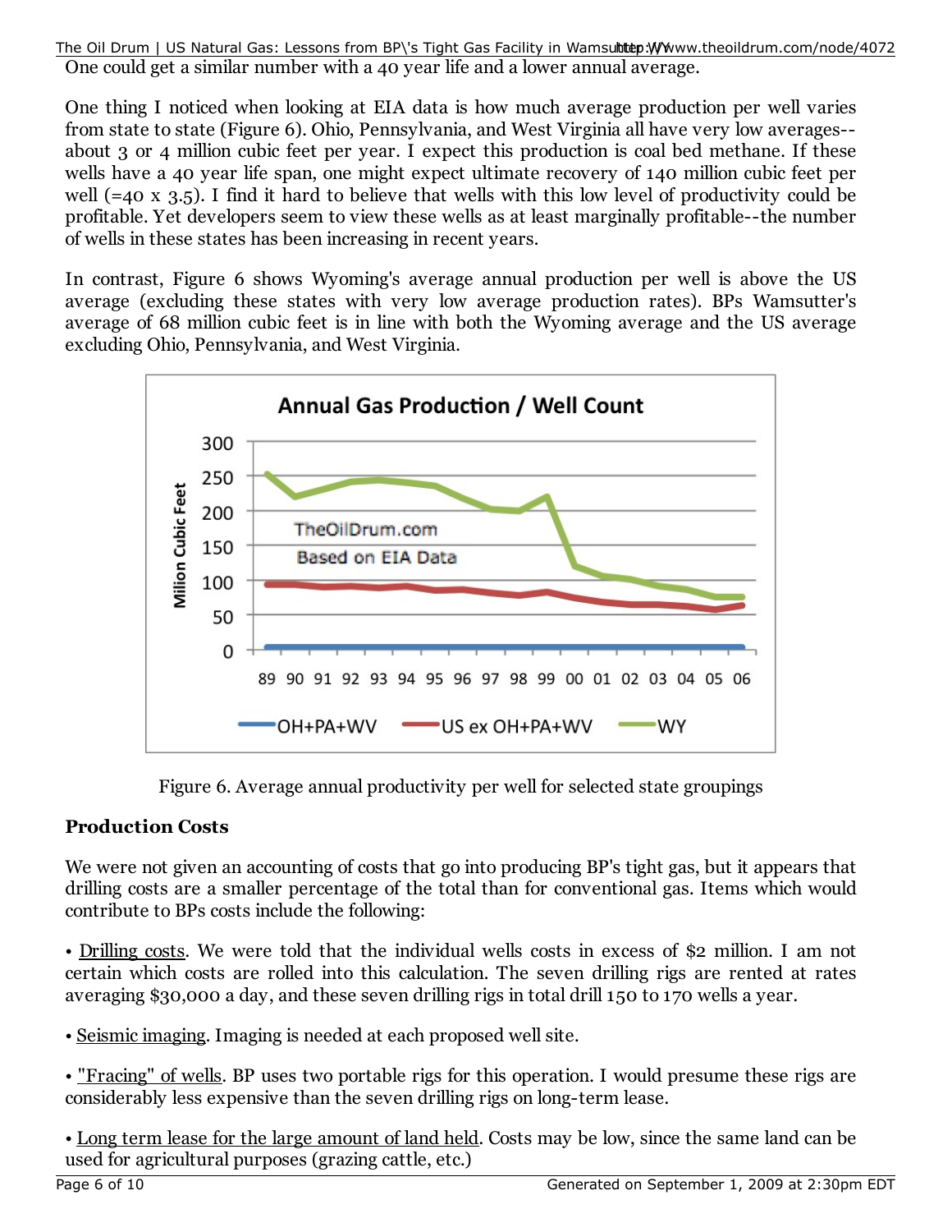One could get a similar number with a 40 year life and a lower annual average.

One thing I noticed when looking at EIA data is how much average production per well varies from state to state (Figure 6). Ohio, Pennsylvania, and West Virginia all have very low averages--about 3 or 4 million cubic feet per year. I expect this production is coal bed methane. If these wells have a 40 year life span, one might expect ultimate recovery of 140 million cubic feet per well (=40 x 3.5). I find it hard to believe that wells with this low level of productivity could be profitable. Yet developers seem to view these wells as at least marginally profitable--the number of wells in these states has been increasing in recent years.

In contrast, Figure 6 shows Wyoming's average annual production per well is above the US average (excluding these states with very low average production rates). BPs Wamsutter's average of 68 million cubic feet is in line with both the Wyoming average and the US average excluding Ohio, Pennsylvania, and West Virginia.

Annual Gas Production / Well Count

Milion Cubic Feet

300
250
200
150
100
50
0

89 90 91 92 93 94 95 96 97 98 99 00 01 02 03 04 05 06

TheOilDrum.com
Based on EIA Data

OH+PA+WV
US ex OH+PA+WV
WY

Figure 6. Average annual productivity per well for selected state groupings

### Production Costs

We were not given an accounting of costs that go into producing BP's tight gas, but it appears that drilling costs are a smaller percentage of the total than for conventional gas. Items which would contribute to BPs costs include the following:

- Drilling costs. We were told that the individual wells costs in excess of $2 million. I am not certain which costs are rolled into this calculation. The seven drilling rigs are rented at rates averaging $30,000 a day, and these seven drilling rigs in total drill 150 to 170 wells a year.
- Seismic imaging. Imaging is needed at each proposed well site.
- "Fracing" of wells. BP uses two portable rigs for this operation. I would presume these rigs are considerably less expensive than the seven drilling rigs on long-term lease.
- Long term lease for the large amount of land held. Costs may be low, since the same land can be used for agricultural purposes (grazing cattle, etc.)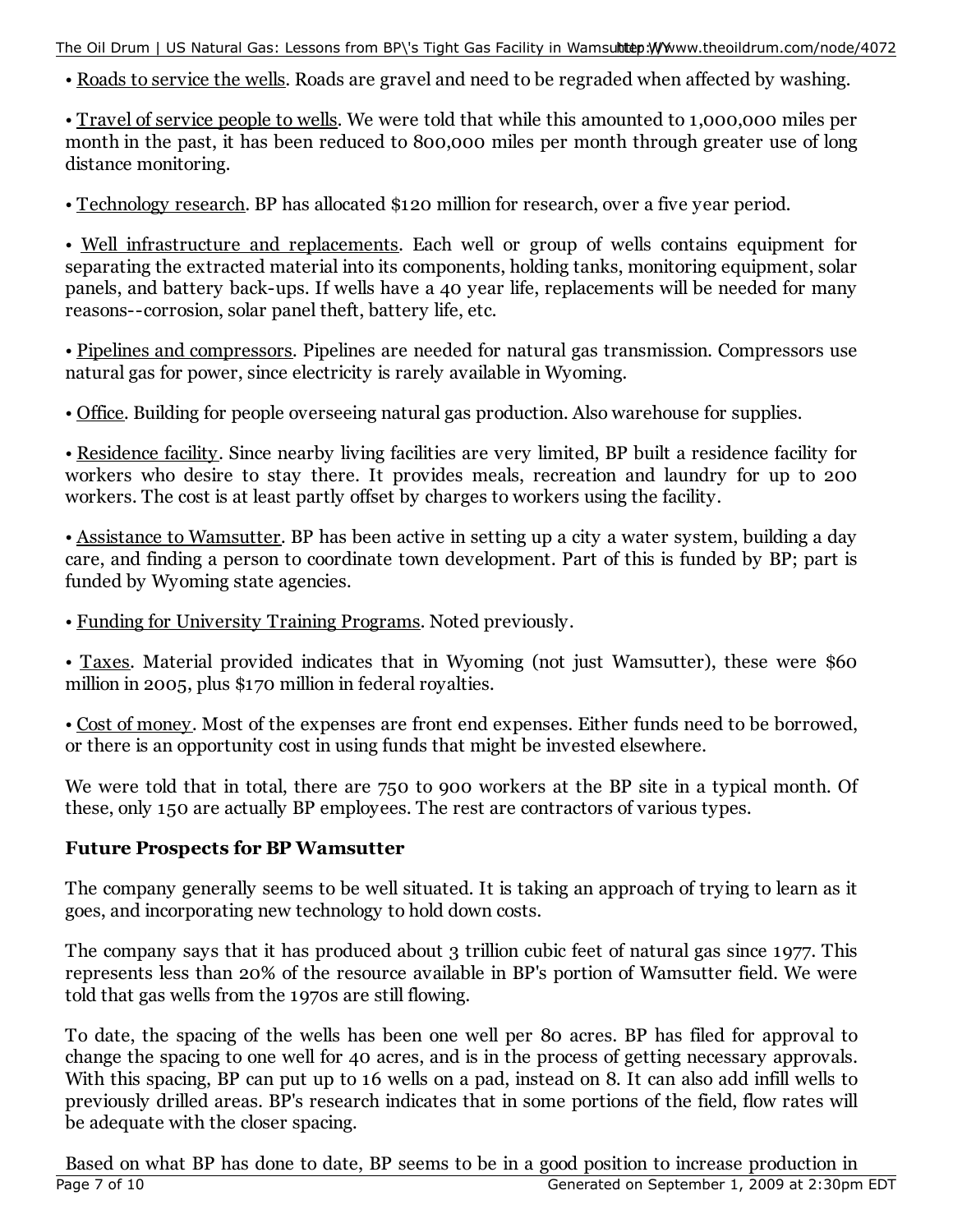- Roads to service the wells. Roads are gravel and need to be regraded when affected by washing.

- Travel of service people to wells. We were told that while this amounted to 1,000,000 miles per month in the past, it has been reduced to 800,000 miles per month through greater use of long distance monitoring.

- Technology research. BP has allocated $120 million for research, over a five year period.

- Well infrastructure and replacements. Each well or group of wells contains equipment for separating the extracted material into its components, holding tanks, monitoring equipment, solar panels, and battery back-ups. If wells have a 40 year life, replacements will be needed for many reasons--corrosion, solar panel theft, battery life, etc.

- Pipelines and compressors. Pipelines are needed for natural gas transmission. Compressors use natural gas for power, since electricity is rarely available in Wyoming.

- Office. Building for people overseeing natural gas production. Also warehouse for supplies.

- Residence facility. Since nearby living facilities are very limited, BP built a residence facility for workers who desire to stay there. It provides meals, recreation and laundry for up to 200 workers. The cost is at least partly offset by charges to workers using the facility.

- Assistance to Wamsutter. BP has been active in setting up a city a water system, building a day care, and finding a person to coordinate town development. Part of this is funded by BP; part is funded by Wyoming state agencies.

- Funding for University Training Programs. Noted previously.

- Taxes. Material provided indicates that in Wyoming (not just Wamsutter), these were $60 million in 2005, plus $170 million in federal royalties.

- Cost of money. Most of the expenses are front end expenses. Either funds need to be borrowed, or there is an opportunity cost in using funds that might be invested elsewhere.

We were told that in total, there are 750 to 900 workers at the BP site in a typical month. Of these, only 150 are actually BP employees. The rest are contractors of various types.

### Future Prospects for BP Wamsutter

The company generally seems to be well situated. It is taking an approach of trying to learn as it goes, and incorporating new technology to hold down costs.

The company says that it has produced about 3 trillion cubic feet of natural gas since 1977. This represents less than 20% of the resource available in BP's portion of Wamsutter field. We were told that gas wells from the 1970s are still flowing.

To date, the spacing of the wells has been one well per 80 acres. BP has filed for approval to change the spacing to one well for 40 acres, and is in the process of getting necessary approvals. With this spacing, BP can put up to 16 wells on a pad, instead on 8. It can also add infill wells to previously drilled areas. BP's research indicates that in some portions of the field, flow rates will be adequate with the closer spacing.

Based on what BP has done to date, BP seems to be in a good position to increase production in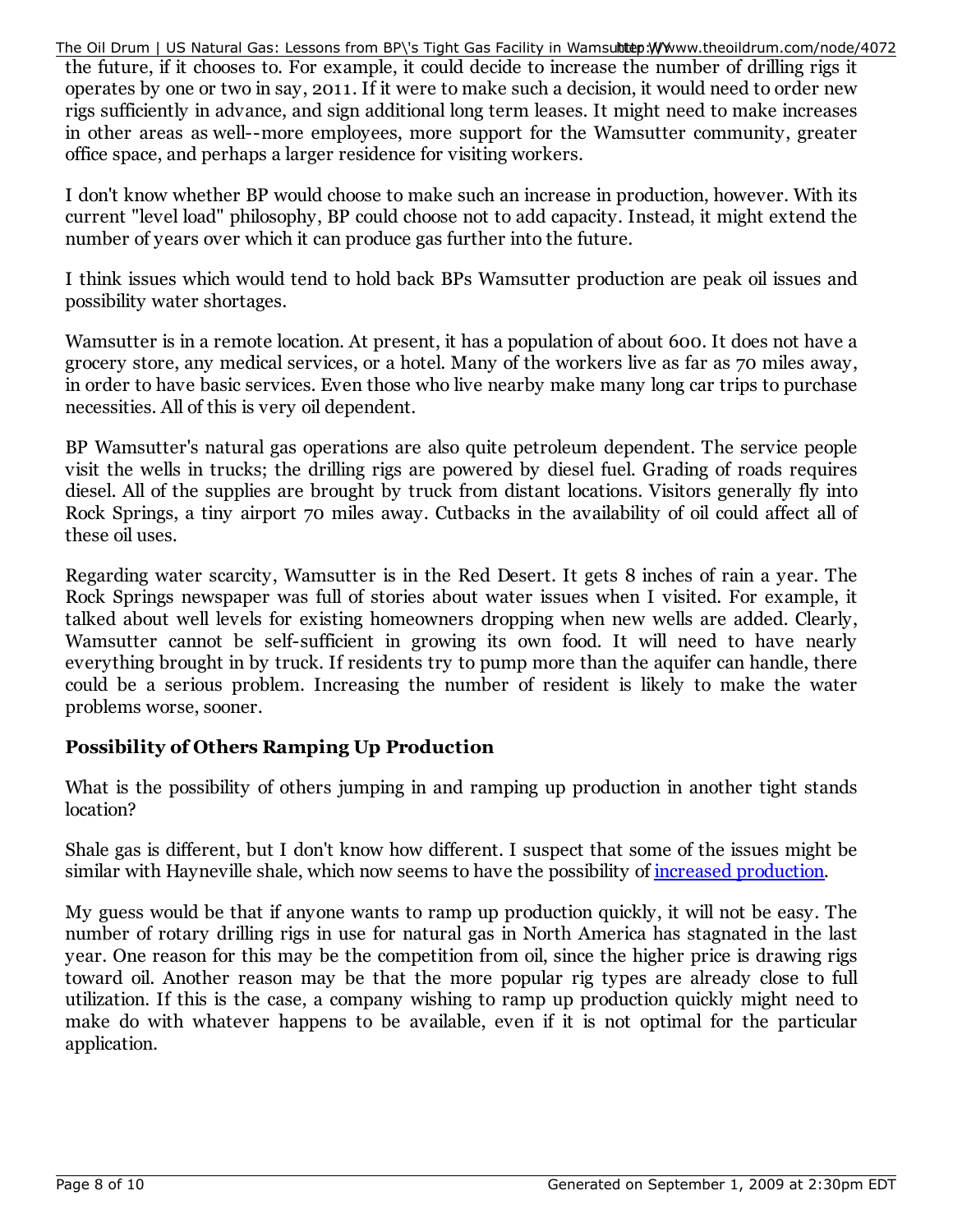the future, if it chooses to. For example, it could decide to increase the number of drilling rigs it operates by one or two in say, 2011. If it were to make such a decision, it would need to order new rigs sufficiently in advance, and sign additional long term leases. It might need to make increases in other areas as well--more employees, more support for the Wamsutter community, greater office space, and perhaps a larger residence for visiting workers.

I don't know whether BP would choose to make such an increase in production, however. With its current "level load" philosophy, BP could choose not to add capacity. Instead, it might extend the number of years over which it can produce gas further into the future.

I think issues which would tend to hold back BPs Wamsutter production are peak oil issues and possibility water shortages.

Wamsutter is in a remote location. At present, it has a population of about 600. It does not have a grocery store, any medical services, or a hotel. Many of the workers live as far as 70 miles away, in order to have basic services. Even those who live nearby make many long car trips to purchase necessities. All of this is very oil dependent.

BP Wamsutter's natural gas operations are also quite petroleum dependent. The service people visit the wells in trucks; the drilling rigs are powered by diesel fuel. Grading of roads requires diesel. All of the supplies are brought by truck from distant locations. Visitors generally fly into Rock Springs, a tiny airport 70 miles away. Cutbacks in the availability of oil could affect all of these oil uses.

Regarding water scarcity, Wamsutter is in the Red Desert. It gets 8 inches of rain a year. The Rock Springs newspaper was full of stories about water issues when I visited. For example, it talked about well levels for existing homeowners dropping when new wells are added. Clearly, Wamsutter cannot be self-sufficient in growing its own food. It will need to have nearly everything brought in by truck. If residents try to pump more than the aquifer can handle, there could be a serious problem. Increasing the number of resident is likely to make the water problems worse, sooner.

### Possibility of Others Ramping Up Production

What is the possibility of others jumping in and ramping up production in another tight stands location?

Shale gas is different, but I don't know how different. I suspect that some of the issues might be similar with Hayneville shale, which now seems to have the possibility of increased production.

My guess would be that if anyone wants to ramp up production quickly, it will not be easy. The number of rotary drilling rigs in use for natural gas in North America has stagnated in the last year. One reason for this may be the competition from oil, since the higher price is drawing rigs toward oil. Another reason may be that the more popular rig types are already close to full utilization. If this is the case, a company wishing to ramp up production quickly might need to make do with whatever happens to be available, even if it is not optimal for the particular application.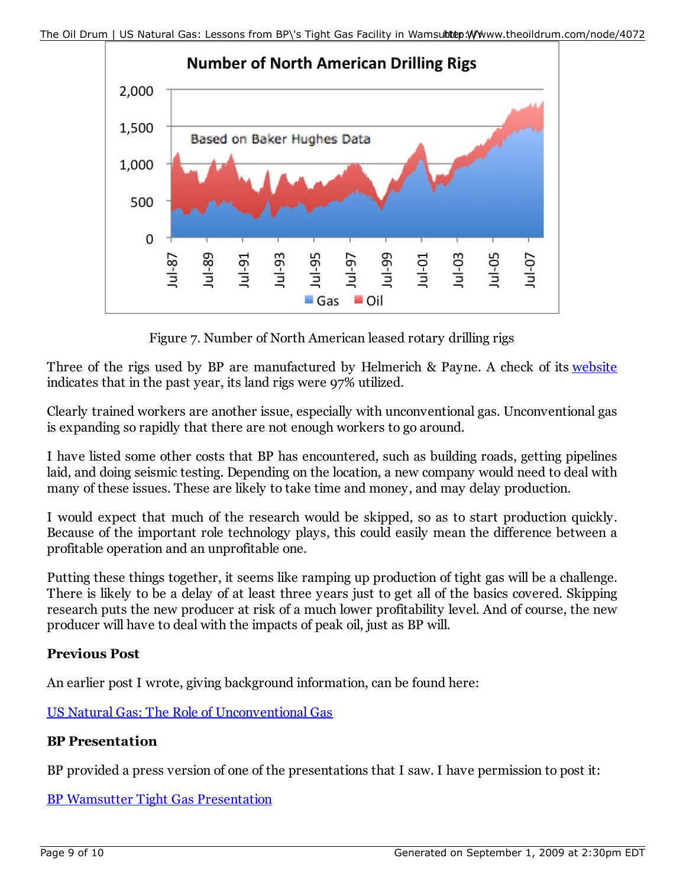Number of North American Drilling Rigs

2,000
1,500
1,000
500
0

Based on Baker Hughes Data

Jul-87
Jul-89
Jul-91
Jul-93
Jul-95
Jul-97
Jul-99
Jul-01
Jul-03
Jul-05
Jul-07

Gas
Oil

Figure 7. Number of North American leased rotary drilling rigs

Three of the rigs used by BP are manufactured by Helmerich & Payne. A check of its website indicates that in the past year, its land rigs were 97% utilized.

Clearly trained workers are another issue, especially with unconventional gas. Unconventional gas is expanding so rapidly that there are not enough workers to go around.

I have listed some other costs that BP has encountered, such as building roads, getting pipelines laid, and doing seismic testing. Depending on the location, a new company would need to deal with many of these issues. These are likely to take time and money, and may delay production.

I would expect that much of the research would be skipped, so as to start production quickly. Because of the important role technology plays, this could easily mean the difference between a profitable operation and an unprofitable one.

Putting these things together, it seems like ramping up production of tight gas will be a challenge. There is likely to be a delay of at least three years just to get all of the basics covered. Skipping research puts the new producer at risk of a much lower profitability level. And of course, the new producer will have to deal with the impacts of peak oil, just as BP will.

**Previous Post**

An earlier post I wrote, giving background information, can be found here:

US Natural Gas: The Role of Unconventional Gas

**BP Presentation**

BP provided a press version of one of the presentations that I saw. I have permission to post it:

BP Wamsutter Tight Gas Presentation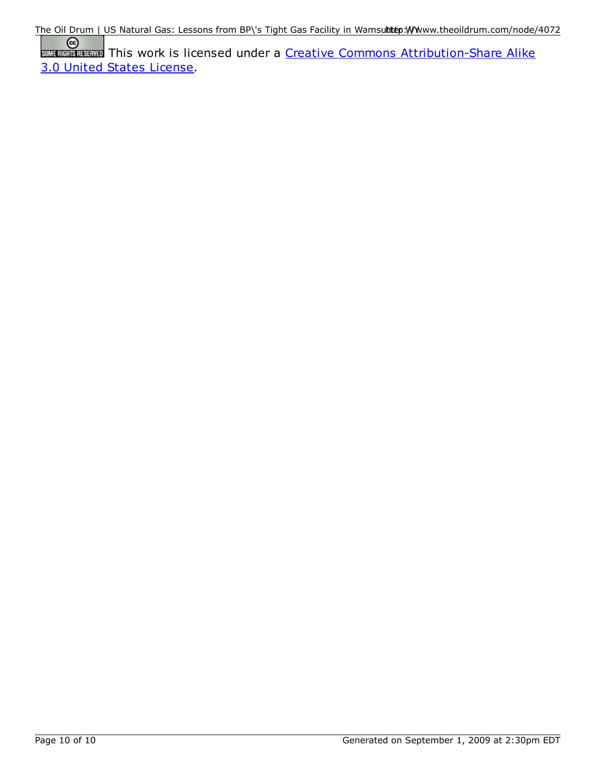This work is licensed under a Creative Commons Attribution-Share Alike 3.0 United States License.